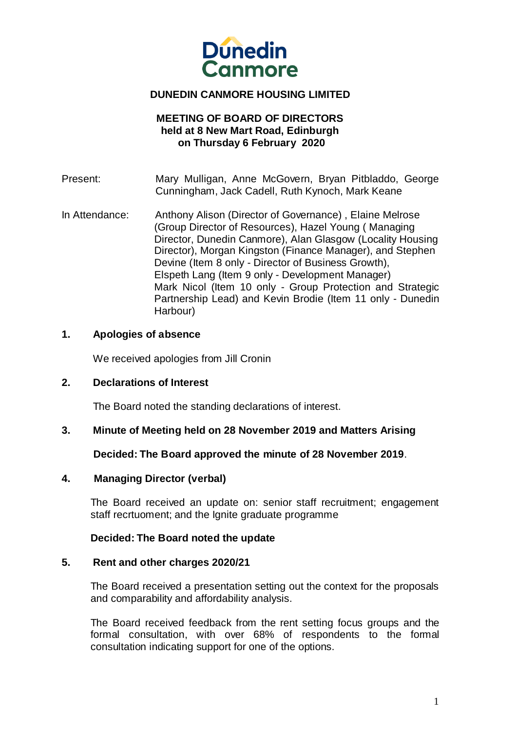Dunedin Canmore

**DUNEDIN CANMORE HOUSING LIMITED**

**MEETING OF BOARD OF DIRECTORS**
**held at 8 New Mart Road, Edinburgh**
**on Thursday 6 February 2020**

Present: Mary Mulligan, Anne McGovern, Bryan Pitbladdo, George Cunningham, Jack Cadell, Ruth Kynoch, Mark Keane

In Attendance: Anthony Alison (Director of Governance) , Elaine Melrose (Group Director of Resources), Hazel Young ( Managing Director, Dunedin Canmore), Alan Glasgow (Locality Housing Director), Morgan Kingston (Finance Manager), and Stephen Devine (Item 8 only - Director of Business Growth), Elspeth Lang (Item 9 only - Development Manager) Mark Nicol (Item 10 only - Group Protection and Strategic Partnership Lead) and Kevin Brodie (Item 11 only - Dunedin Harbour)

## 1. Apologies of absence

We received apologies from Jill Cronin

## 2. Declarations of Interest

The Board noted the standing declarations of interest.

## 3. Minute of Meeting held on 28 November 2019 and Matters Arising

**Decided: The Board approved the minute of 28 November 2019**.

## 4. Managing Director (verbal)

The Board received an update on: senior staff recruitment; engagement staff recrtuoment; and the Ignite graduate programme

**Decided: The Board noted the update**

## 5. Rent and other charges 2020/21

The Board received a presentation setting out the context for the proposals and comparability and affordability analysis.

The Board received feedback from the rent setting focus groups and the formal consultation, with over 68% of respondents to the formal consultation indicating support for one of the options.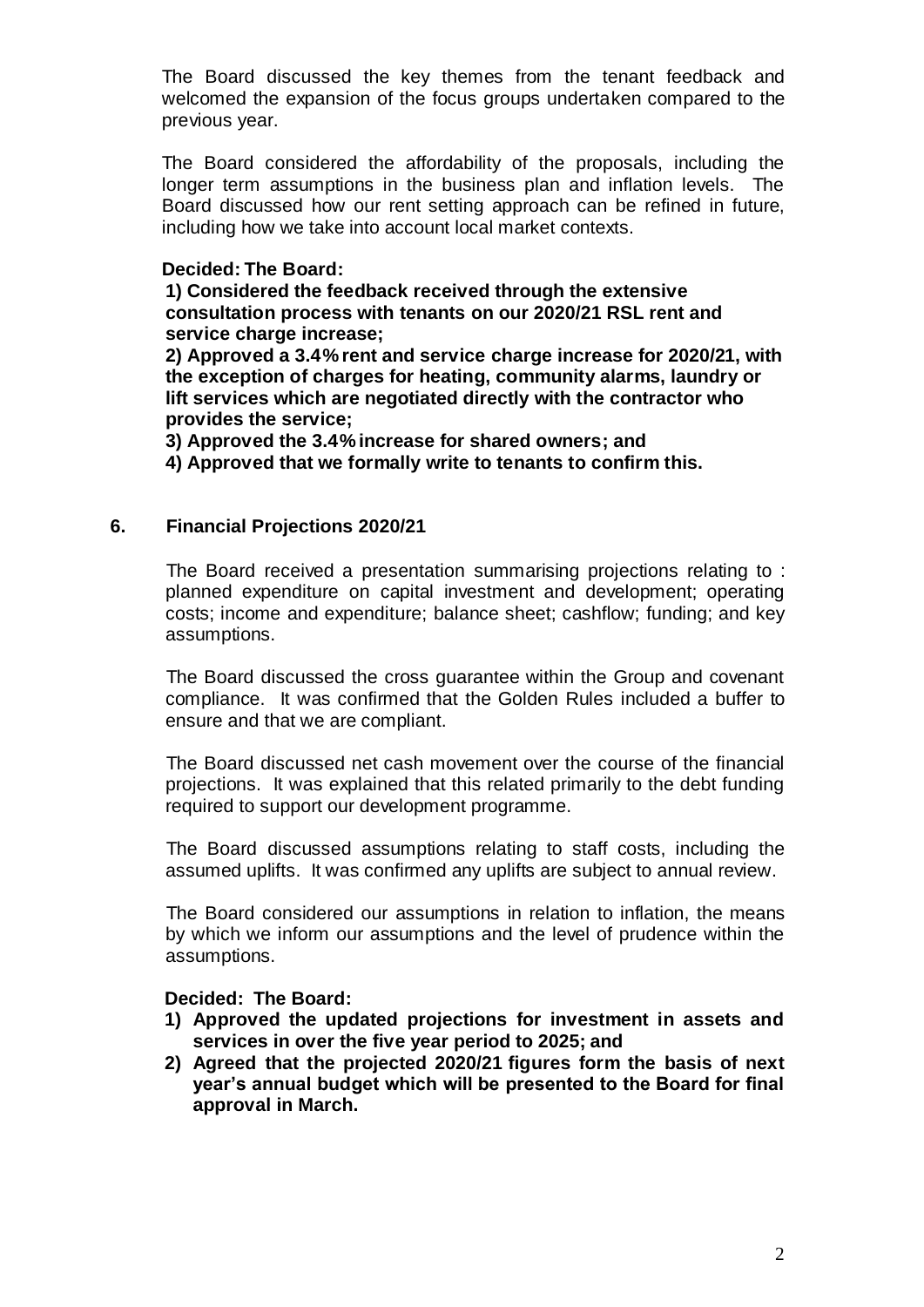The Board discussed the key themes from the tenant feedback and welcomed the expansion of the focus groups undertaken compared to the previous year.

The Board considered the affordability of the proposals, including the longer term assumptions in the business plan and inflation levels. The Board discussed how our rent setting approach can be refined in future, including how we take into account local market contexts.

**Decided: The Board:**

**1) Considered the feedback received through the extensive consultation process with tenants on our 2020/21 RSL rent and service charge increase;**

**2) Approved a 3.4% rent and service charge increase for 2020/21, with the exception of charges for heating, community alarms, laundry or lift services which are negotiated directly with the contractor who provides the service;**

**3) Approved the 3.4% increase for shared owners; and**

**4) Approved that we formally write to tenants to confirm this.**

## 6. Financial Projections 2020/21

The Board received a presentation summarising projections relating to : planned expenditure on capital investment and development; operating costs; income and expenditure; balance sheet; cashflow; funding; and key assumptions.

The Board discussed the cross guarantee within the Group and covenant compliance. It was confirmed that the Golden Rules included a buffer to ensure and that we are compliant.

The Board discussed net cash movement over the course of the financial projections. It was explained that this related primarily to the debt funding required to support our development programme.

The Board discussed assumptions relating to staff costs, including the assumed uplifts. It was confirmed any uplifts are subject to annual review.

The Board considered our assumptions in relation to inflation, the means by which we inform our assumptions and the level of prudence within the assumptions.

**Decided: The Board:**

1) **Approved the updated projections for investment in assets and services in over the five year period to 2025; and**
2) **Agreed that the projected 2020/21 figures form the basis of next year's annual budget which will be presented to the Board for final approval in March.**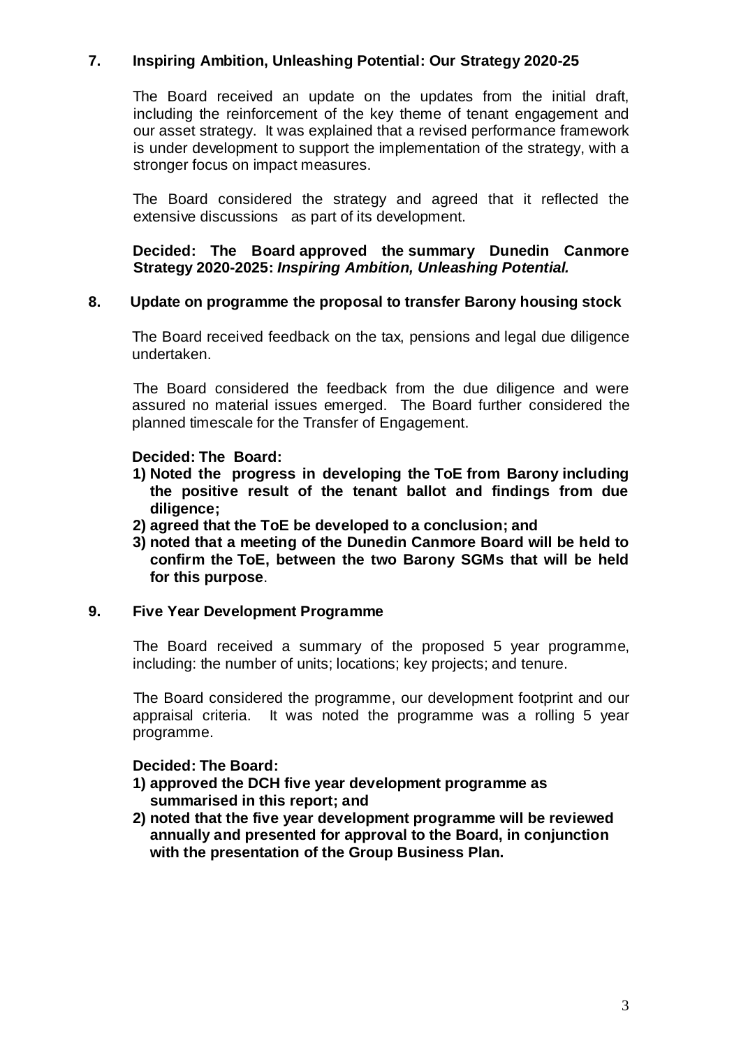## 7. Inspiring Ambition, Unleashing Potential: Our Strategy 2020-25

The Board received an update on the updates from the initial draft, including the reinforcement of the key theme of tenant engagement and our asset strategy. It was explained that a revised performance framework is under development to support the implementation of the strategy, with a stronger focus on impact measures.

The Board considered the strategy and agreed that it reflected the extensive discussions as part of its development.

**Decided: The Board approved the summary Dunedin Canmore Strategy 2020-2025: *Inspiring Ambition, Unleashing Potential.***

## 8. Update on programme the proposal to transfer Barony housing stock

The Board received feedback on the tax, pensions and legal due diligence undertaken.

The Board considered the feedback from the due diligence and were assured no material issues emerged. The Board further considered the planned timescale for the Transfer of Engagement.

**Decided: The Board:**

1) **Noted the progress in developing the ToE from Barony including the positive result of the tenant ballot and findings from due diligence;**
2) **agreed that the ToE be developed to a conclusion; and**
3) **noted that a meeting of the Dunedin Canmore Board will be held to confirm the ToE, between the two Barony SGMs that will be held for this purpose**.

## 9. Five Year Development Programme

The Board received a summary of the proposed 5 year programme, including: the number of units; locations; key projects; and tenure.

The Board considered the programme, our development footprint and our appraisal criteria. It was noted the programme was a rolling 5 year programme.

**Decided: The Board:**

1) **approved the DCH five year development programme as summarised in this report; and**
2) **noted that the five year development programme will be reviewed annually and presented for approval to the Board, in conjunction with the presentation of the Group Business Plan.**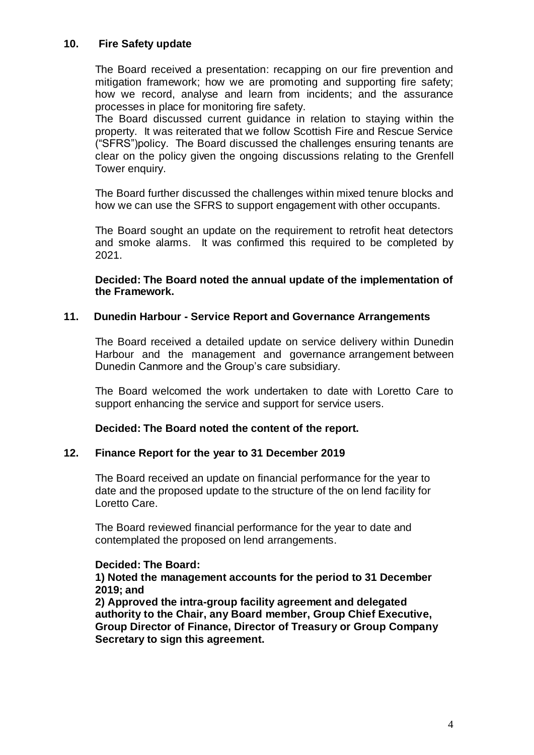## 10. Fire Safety update

The Board received a presentation: recapping on our fire prevention and mitigation framework; how we are promoting and supporting fire safety; how we record, analyse and learn from incidents; and the assurance processes in place for monitoring fire safety.

The Board discussed current guidance in relation to staying within the property. It was reiterated that we follow Scottish Fire and Rescue Service ("SFRS")policy. The Board discussed the challenges ensuring tenants are clear on the policy given the ongoing discussions relating to the Grenfell Tower enquiry.

The Board further discussed the challenges within mixed tenure blocks and how we can use the SFRS to support engagement with other occupants.

The Board sought an update on the requirement to retrofit heat detectors and smoke alarms. It was confirmed this required to be completed by 2021.

**Decided: The Board noted the annual update of the implementation of the Framework.**

## 11. Dunedin Harbour - Service Report and Governance Arrangements

The Board received a detailed update on service delivery within Dunedin Harbour and the management and governance arrangement between Dunedin Canmore and the Group's care subsidiary.

The Board welcomed the work undertaken to date with Loretto Care to support enhancing the service and support for service users.

**Decided: The Board noted the content of the report.**

## 12. Finance Report for the year to 31 December 2019

The Board received an update on financial performance for the year to date and the proposed update to the structure of the on lend facility for Loretto Care.

The Board reviewed financial performance for the year to date and contemplated the proposed on lend arrangements.

**Decided: The Board:**
**1) Noted the management accounts for the period to 31 December 2019; and**
**2) Approved the intra-group facility agreement and delegated authority to the Chair, any Board member, Group Chief Executive, Group Director of Finance, Director of Treasury or Group Company Secretary to sign this agreement.**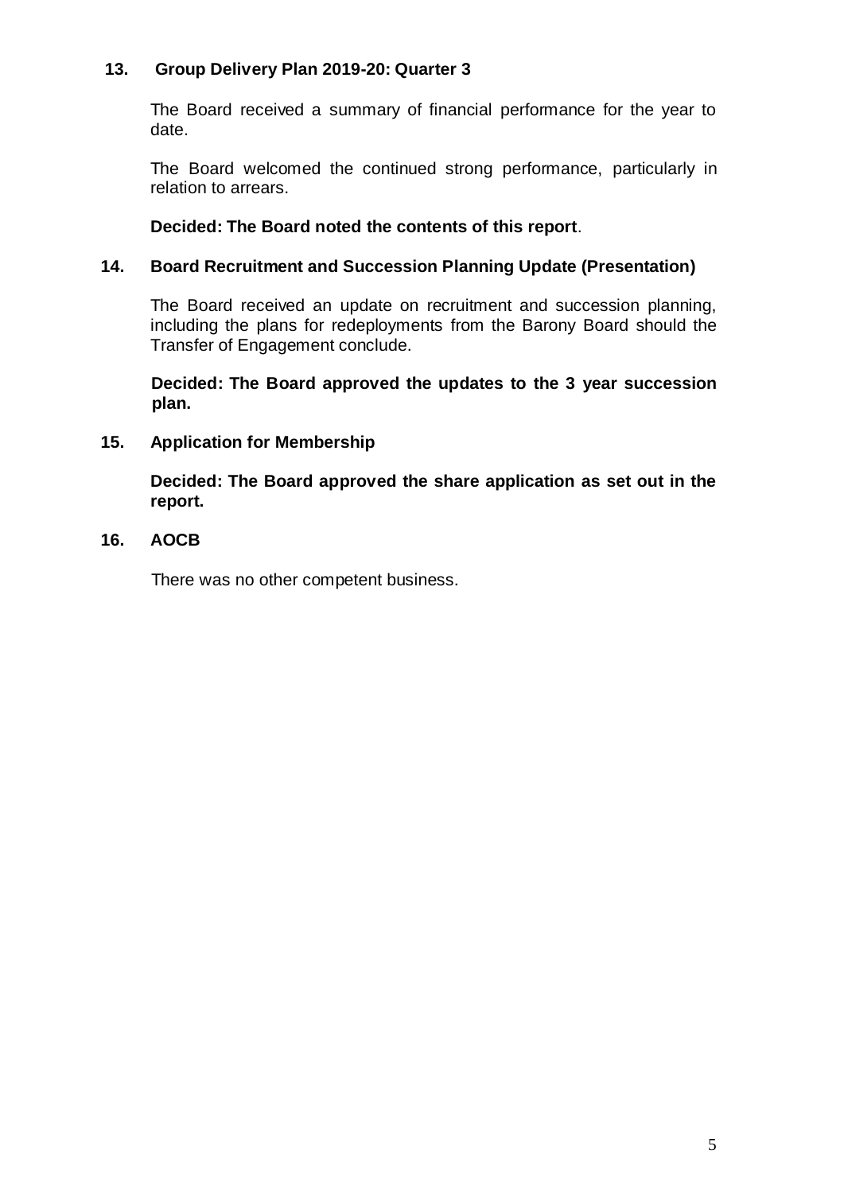**13. Group Delivery Plan 2019-20: Quarter 3**

The Board received a summary of financial performance for the year to date.

The Board welcomed the continued strong performance, particularly in relation to arrears.

**Decided: The Board noted the contents of this report**.

**14. Board Recruitment and Succession Planning Update (Presentation)**

The Board received an update on recruitment and succession planning, including the plans for redeployments from the Barony Board should the Transfer of Engagement conclude.

**Decided: The Board approved the updates to the 3 year succession plan.**

**15. Application for Membership**

**Decided: The Board approved the share application as set out in the report.**

**16. AOCB**

There was no other competent business.